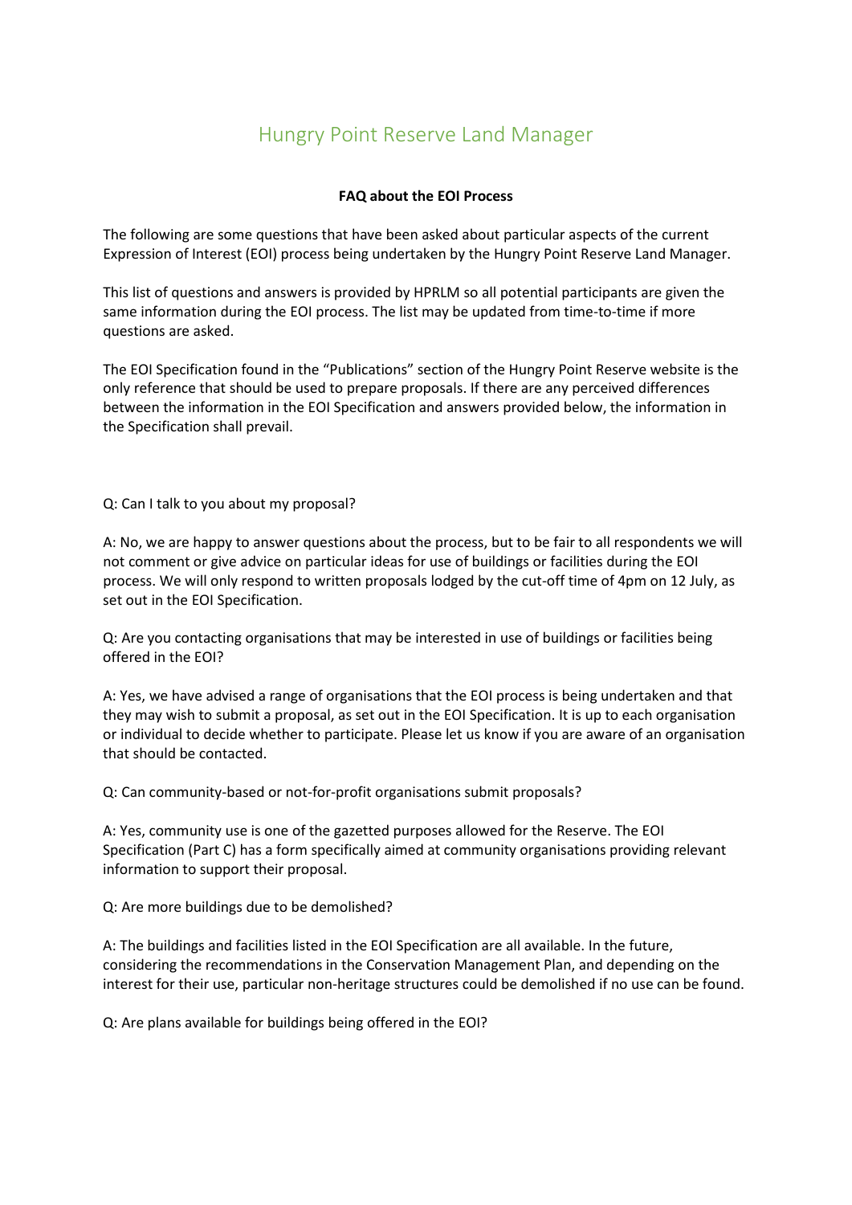# Hungry Point Reserve Land Manager

**FAQ about the EOI Process**

The following are some questions that have been asked about particular aspects of the current Expression of Interest (EOI) process being undertaken by the Hungry Point Reserve Land Manager.

This list of questions and answers is provided by HPRLM so all potential participants are given the same information during the EOI process. The list may be updated from time-to-time if more questions are asked.

The EOI Specification found in the "Publications" section of the Hungry Point Reserve website is the only reference that should be used to prepare proposals. If there are any perceived differences between the information in the EOI Specification and answers provided below, the information in the Specification shall prevail.

Q: Can I talk to you about my proposal?

A: No, we are happy to answer questions about the process, but to be fair to all respondents we will not comment or give advice on particular ideas for use of buildings or facilities during the EOI process. We will only respond to written proposals lodged by the cut-off time of 4pm on 12 July, as set out in the EOI Specification.

Q: Are you contacting organisations that may be interested in use of buildings or facilities being offered in the EOI?

A: Yes, we have advised a range of organisations that the EOI process is being undertaken and that they may wish to submit a proposal, as set out in the EOI Specification. It is up to each organisation or individual to decide whether to participate. Please let us know if you are aware of an organisation that should be contacted.

Q: Can community-based or not-for-profit organisations submit proposals?

A: Yes, community use is one of the gazetted purposes allowed for the Reserve. The EOI Specification (Part C) has a form specifically aimed at community organisations providing relevant information to support their proposal.

Q: Are more buildings due to be demolished?

A: The buildings and facilities listed in the EOI Specification are all available. In the future, considering the recommendations in the Conservation Management Plan, and depending on the interest for their use, particular non-heritage structures could be demolished if no use can be found.

Q: Are plans available for buildings being offered in the EOI?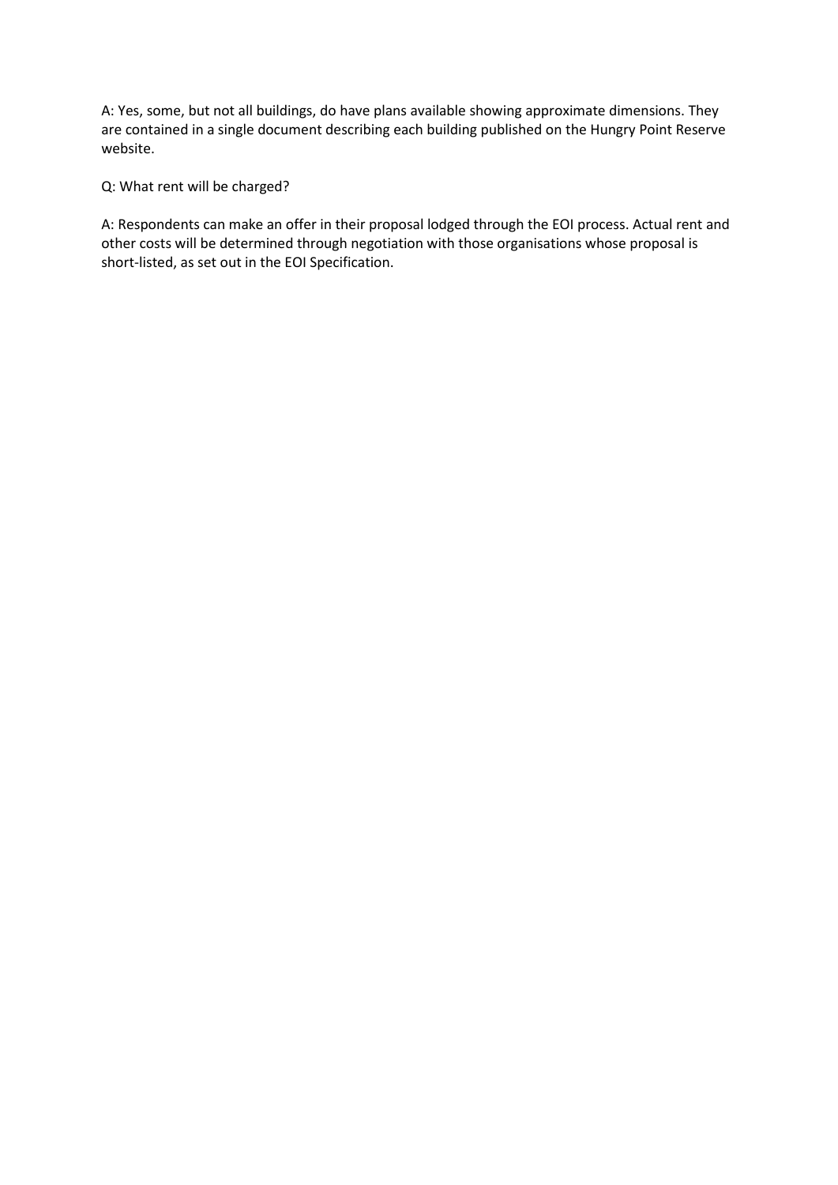A: Yes, some, but not all buildings, do have plans available showing approximate dimensions. They are contained in a single document describing each building published on the Hungry Point Reserve website.

Q: What rent will be charged?

A: Respondents can make an offer in their proposal lodged through the EOI process. Actual rent and other costs will be determined through negotiation with those organisations whose proposal is short-listed, as set out in the EOI Specification.